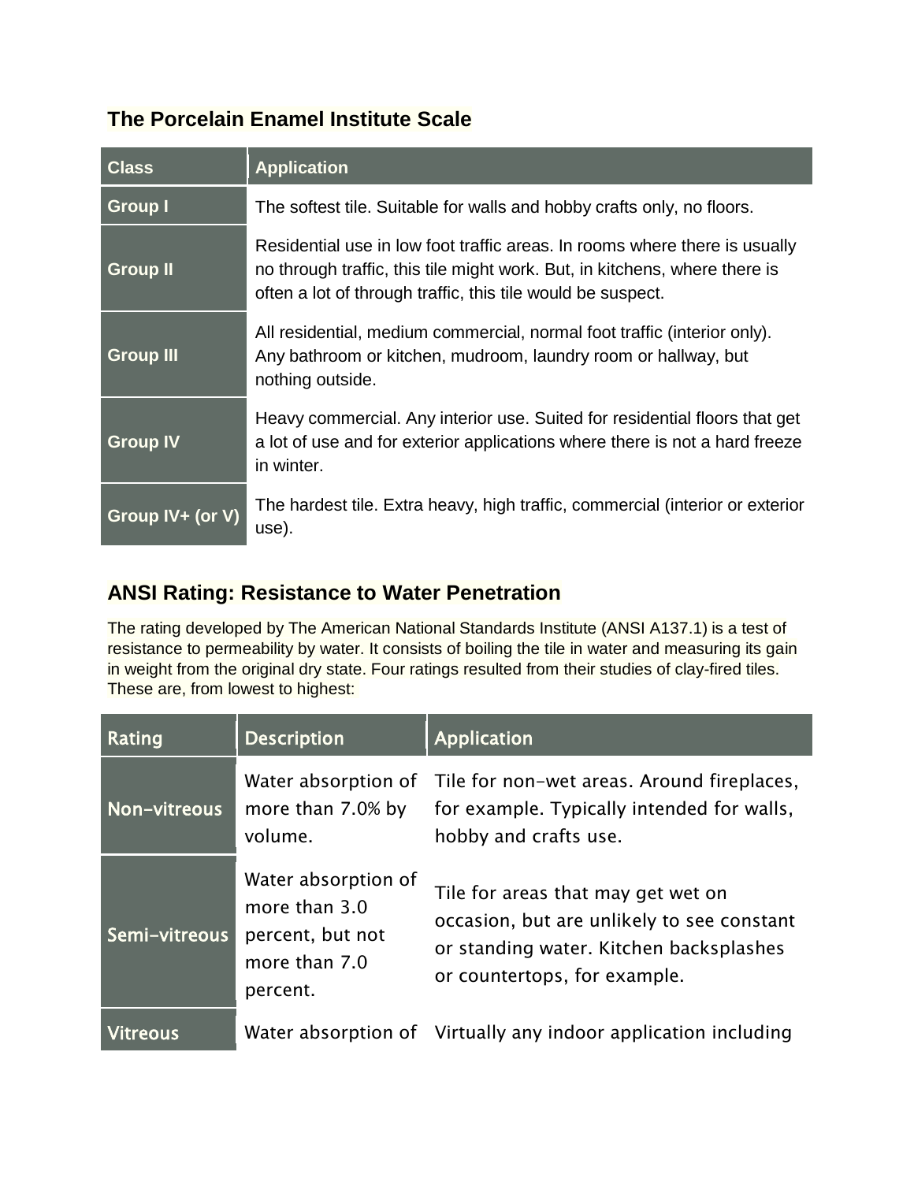## The Porcelain Enamel Institute Scale

| Class | Application |
| --- | --- |
| Group I | The softest tile. Suitable for walls and hobby crafts only, no floors. |
| Group II | Residential use in low foot traffic areas. In rooms where there is usually no through traffic, this tile might work. But, in kitchens, where there is often a lot of through traffic, this tile would be suspect. |
| Group III | All residential, medium commercial, normal foot traffic (interior only). Any bathroom or kitchen, mudroom, laundry room or hallway, but nothing outside. |
| Group IV | Heavy commercial. Any interior use. Suited for residential floors that get a lot of use and for exterior applications where there is not a hard freeze in winter. |
| Group IV+ (or V) | The hardest tile. Extra heavy, high traffic, commercial (interior or exterior use). |

## ANSI Rating: Resistance to Water Penetration

The rating developed by The American National Standards Institute (ANSI A137.1) is a test of resistance to permeability by water. It consists of boiling the tile in water and measuring its gain in weight from the original dry state. Four ratings resulted from their studies of clay-fired tiles. These are, from lowest to highest:

| Rating | Description | Application |
| --- | --- | --- |
| Non-vitreous | Water absorption of more than 7.0% by volume. | Tile for non-wet areas. Around fireplaces, for example. Typically intended for walls, hobby and crafts use. |
| Semi-vitreous | Water absorption of more than 3.0 percent, but not more than 7.0 percent. | Tile for areas that may get wet on occasion, but are unlikely to see constant or standing water. Kitchen backsplashes or countertops, for example. |
| Vitreous | Water absorption of | Virtually any indoor application including |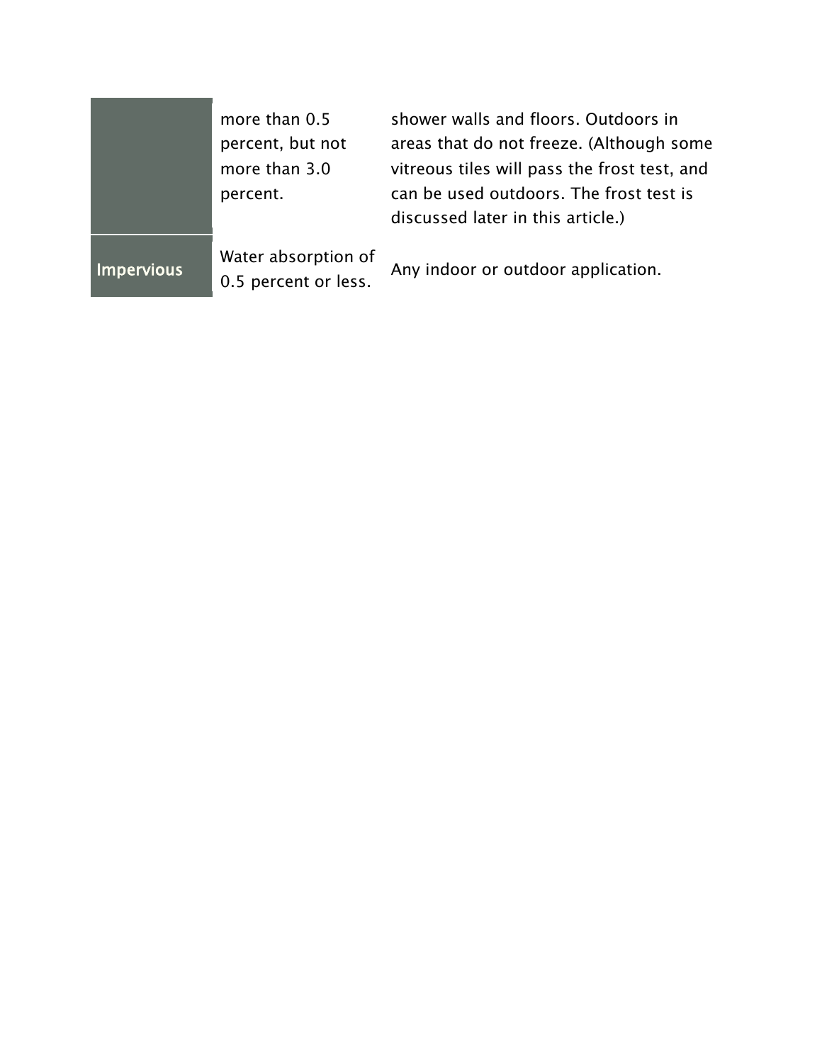| | | |
|---|---|---|
| | more than 0.5 percent, but not more than 3.0 percent. | shower walls and floors. Outdoors in areas that do not freeze. (Although some vitreous tiles will pass the frost test, and can be used outdoors. The frost test is discussed later in this article.) |
| Impervious | Water absorption of 0.5 percent or less. | Any indoor or outdoor application. |